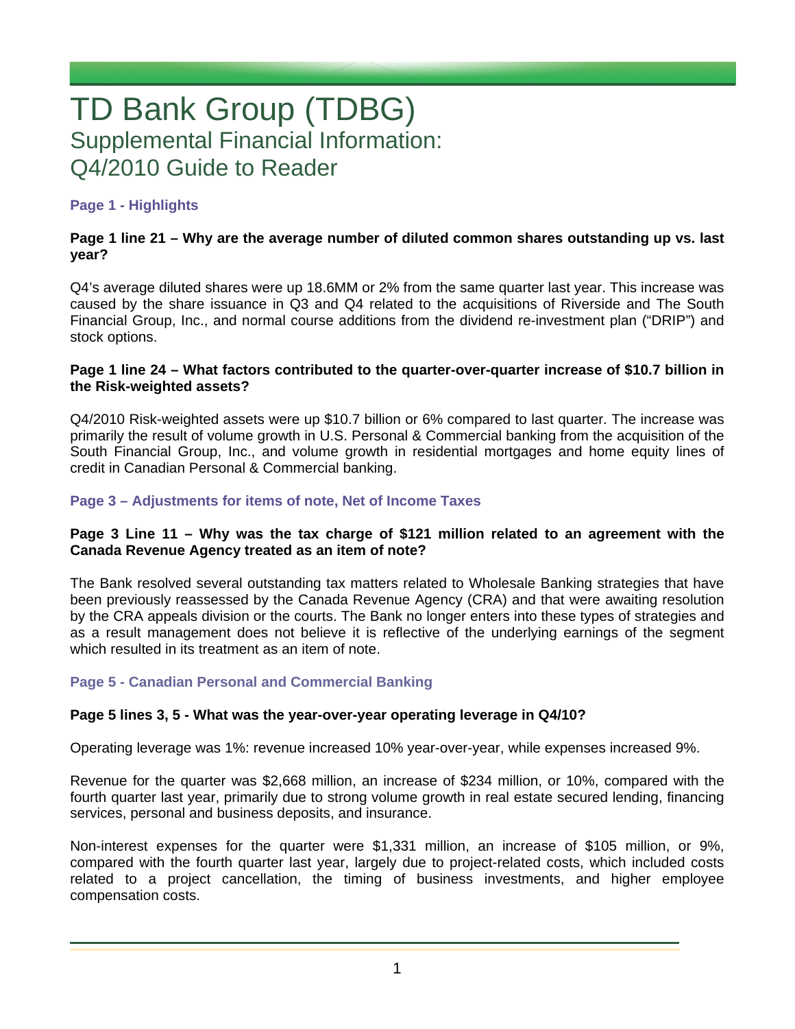# TD Bank Group (TDBG)

## Supplemental Financial Information: Q4/2010 Guide to Reader

### Page 1 - Highlights

**Page 1 line 21 – Why are the average number of diluted common shares outstanding up vs. last year?**

Q4's average diluted shares were up 18.6MM or 2% from the same quarter last year. This increase was caused by the share issuance in Q3 and Q4 related to the acquisitions of Riverside and The South Financial Group, Inc., and normal course additions from the dividend re-investment plan ("DRIP") and stock options.

**Page 1 line 24 – What factors contributed to the quarter-over-quarter increase of $10.7 billion in the Risk-weighted assets?**

Q4/2010 Risk-weighted assets were up $10.7 billion or 6% compared to last quarter. The increase was primarily the result of volume growth in U.S. Personal & Commercial banking from the acquisition of the South Financial Group, Inc., and volume growth in residential mortgages and home equity lines of credit in Canadian Personal & Commercial banking.

### Page 3 – Adjustments for items of note, Net of Income Taxes

**Page 3 Line 11 – Why was the tax charge of $121 million related to an agreement with the Canada Revenue Agency treated as an item of note?**

The Bank resolved several outstanding tax matters related to Wholesale Banking strategies that have been previously reassessed by the Canada Revenue Agency (CRA) and that were awaiting resolution by the CRA appeals division or the courts. The Bank no longer enters into these types of strategies and as a result management does not believe it is reflective of the underlying earnings of the segment which resulted in its treatment as an item of note.

### Page 5 - Canadian Personal and Commercial Banking

**Page 5 lines 3, 5 - What was the year-over-year operating leverage in Q4/10?**

Operating leverage was 1%: revenue increased 10% year-over-year, while expenses increased 9%.

Revenue for the quarter was $2,668 million, an increase of $234 million, or 10%, compared with the fourth quarter last year, primarily due to strong volume growth in real estate secured lending, financing services, personal and business deposits, and insurance.

Non-interest expenses for the quarter were $1,331 million, an increase of $105 million, or 9%, compared with the fourth quarter last year, largely due to project-related costs, which included costs related to a project cancellation, the timing of business investments, and higher employee compensation costs.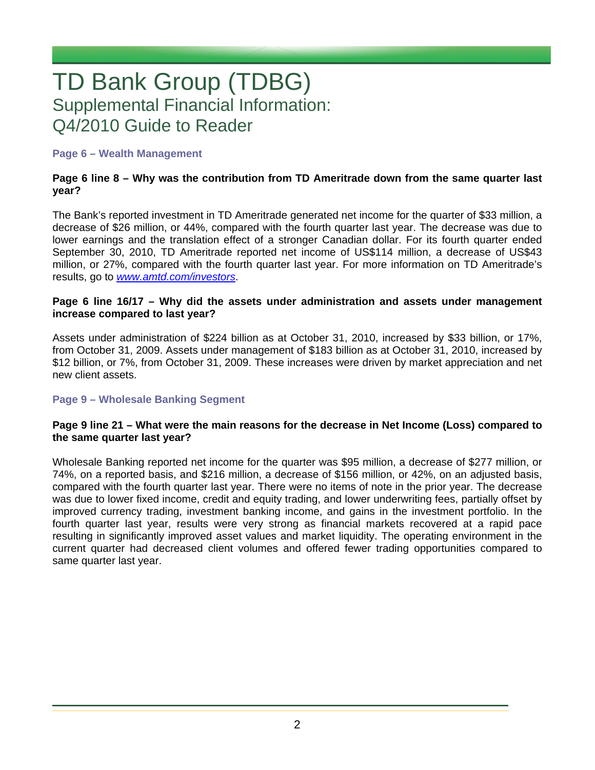# TD Bank Group (TDBG)

## Supplemental Financial Information: Q4/2010 Guide to Reader

### Page 6 – Wealth Management

**Page 6 line 8 – Why was the contribution from TD Ameritrade down from the same quarter last year?**

The Bank's reported investment in TD Ameritrade generated net income for the quarter of $33 million, a decrease of $26 million, or 44%, compared with the fourth quarter last year. The decrease was due to lower earnings and the translation effect of a stronger Canadian dollar. For its fourth quarter ended September 30, 2010, TD Ameritrade reported net income of US$114 million, a decrease of US$43 million, or 27%, compared with the fourth quarter last year. For more information on TD Ameritrade's results, go to *www.amtd.com/investors*.

**Page 6 line 16/17 – Why did the assets under administration and assets under management increase compared to last year?**

Assets under administration of $224 billion as at October 31, 2010, increased by $33 billion, or 17%, from October 31, 2009. Assets under management of $183 billion as at October 31, 2010, increased by $12 billion, or 7%, from October 31, 2009. These increases were driven by market appreciation and net new client assets.

### Page 9 – Wholesale Banking Segment

**Page 9 line 21 – What were the main reasons for the decrease in Net Income (Loss) compared to the same quarter last year?**

Wholesale Banking reported net income for the quarter was $95 million, a decrease of $277 million, or 74%, on a reported basis, and $216 million, a decrease of $156 million, or 42%, on an adjusted basis, compared with the fourth quarter last year. There were no items of note in the prior year. The decrease was due to lower fixed income, credit and equity trading, and lower underwriting fees, partially offset by improved currency trading, investment banking income, and gains in the investment portfolio. In the fourth quarter last year, results were very strong as financial markets recovered at a rapid pace resulting in significantly improved asset values and market liquidity. The operating environment in the current quarter had decreased client volumes and offered fewer trading opportunities compared to same quarter last year.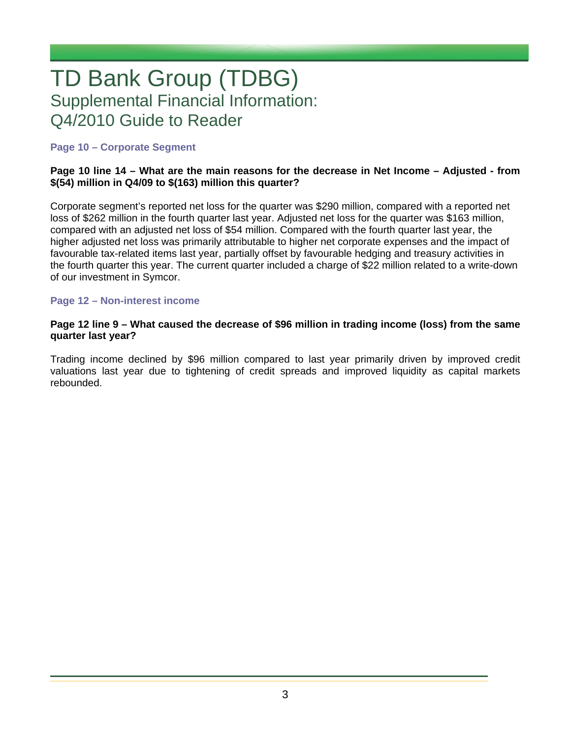# TD Bank Group (TDBG)

## Supplemental Financial Information:
## Q4/2010 Guide to Reader

### Page 10 – Corporate Segment

**Page 10 line 14 – What are the main reasons for the decrease in Net Income – Adjusted - from $(54) million in Q4/09 to $(163) million this quarter?**

Corporate segment's reported net loss for the quarter was $290 million, compared with a reported net loss of $262 million in the fourth quarter last year. Adjusted net loss for the quarter was $163 million, compared with an adjusted net loss of $54 million. Compared with the fourth quarter last year, the higher adjusted net loss was primarily attributable to higher net corporate expenses and the impact of favourable tax-related items last year, partially offset by favourable hedging and treasury activities in the fourth quarter this year. The current quarter included a charge of $22 million related to a write-down of our investment in Symcor.

### Page 12 – Non-interest income

**Page 12 line 9 – What caused the decrease of $96 million in trading income (loss) from the same quarter last year?**

Trading income declined by $96 million compared to last year primarily driven by improved credit valuations last year due to tightening of credit spreads and improved liquidity as capital markets rebounded.